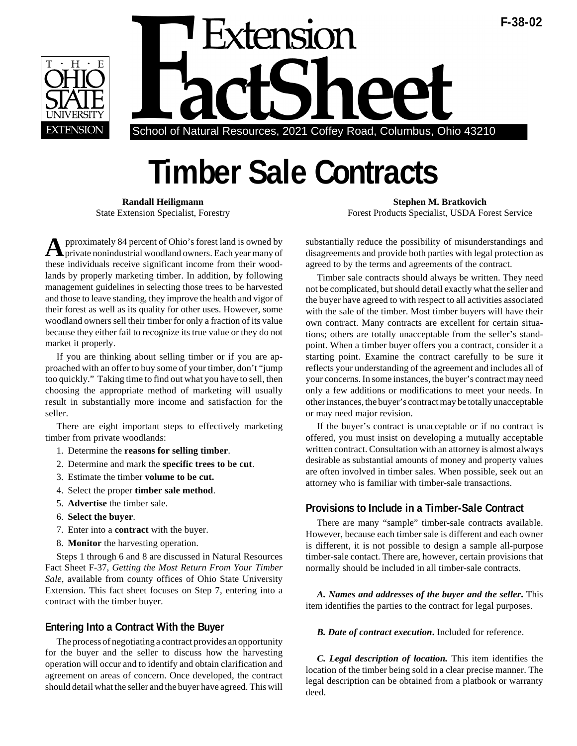F-38-02

# Extension FactSheet

School of Natural Resources, 2021 Coffey Road, Columbus, Ohio 43210

# Timber Sale Contracts

**Randall Heiligmann**
State Extension Specialist, Forestry

**Stephen M. Bratkovich**
Forest Products Specialist, USDA Forest Service

Approximately 84 percent of Ohio's forest land is owned by private nonindustrial woodland owners. Each year many of these individuals receive significant income from their woodlands by properly marketing timber. In addition, by following management guidelines in selecting those trees to be harvested and those to leave standing, they improve the health and vigor of their forest as well as its quality for other uses. However, some woodland owners sell their timber for only a fraction of its value because they either fail to recognize its true value or they do not market it properly.

If you are thinking about selling timber or if you are approached with an offer to buy some of your timber, don't "jump too quickly." Taking time to find out what you have to sell, then choosing the appropriate method of marketing will usually result in substantially more income and satisfaction for the seller.

There are eight important steps to effectively marketing timber from private woodlands:

1. Determine the **reasons for selling timber**.
2. Determine and mark the **specific trees to be cut**.
3. Estimate the timber **volume to be cut.**
4. Select the proper **timber sale method**.
5. **Advertise** the timber sale.
6. **Select the buyer**.
7. Enter into a **contract** with the buyer.
8. **Monitor** the harvesting operation.

Steps 1 through 6 and 8 are discussed in Natural Resources Fact Sheet F-37, *Getting the Most Return From Your Timber Sale,* available from county offices of Ohio State University Extension. This fact sheet focuses on Step 7, entering into a contract with the timber buyer.

## Entering Into a Contract With the Buyer

The process of negotiating a contract provides an opportunity for the buyer and the seller to discuss how the harvesting operation will occur and to identify and obtain clarification and agreement on areas of concern. Once developed, the contract should detail what the seller and the buyer have agreed. This will substantially reduce the possibility of misunderstandings and disagreements and provide both parties with legal protection as agreed to by the terms and agreements of the contract.

Timber sale contracts should always be written. They need not be complicated, but should detail exactly what the seller and the buyer have agreed to with respect to all activities associated with the sale of the timber. Most timber buyers will have their own contract. Many contracts are excellent for certain situations; others are totally unacceptable from the seller's standpoint. When a timber buyer offers you a contract, consider it a starting point. Examine the contract carefully to be sure it reflects your understanding of the agreement and includes all of your concerns. In some instances, the buyer's contract may need only a few additions or modifications to meet your needs. In other instances, the buyer's contract may be totally unacceptable or may need major revision.

If the buyer's contract is unacceptable or if no contract is offered, you must insist on developing a mutually acceptable written contract. Consultation with an attorney is almost always desirable as substantial amounts of money and property values are often involved in timber sales. When possible, seek out an attorney who is familiar with timber-sale transactions.

## Provisions to Include in a Timber-Sale Contract

There are many "sample" timber-sale contracts available. However, because each timber sale is different and each owner is different, it is not possible to design a sample all-purpose timber-sale contact. There are, however, certain provisions that normally should be included in all timber-sale contracts.

***A. Names and addresses of the buyer and the seller.*** This item identifies the parties to the contract for legal purposes.

***B. Date of contract execution.*** Included for reference.

***C. Legal description of location.*** This item identifies the location of the timber being sold in a clear precise manner. The legal description can be obtained from a platbook or warranty deed.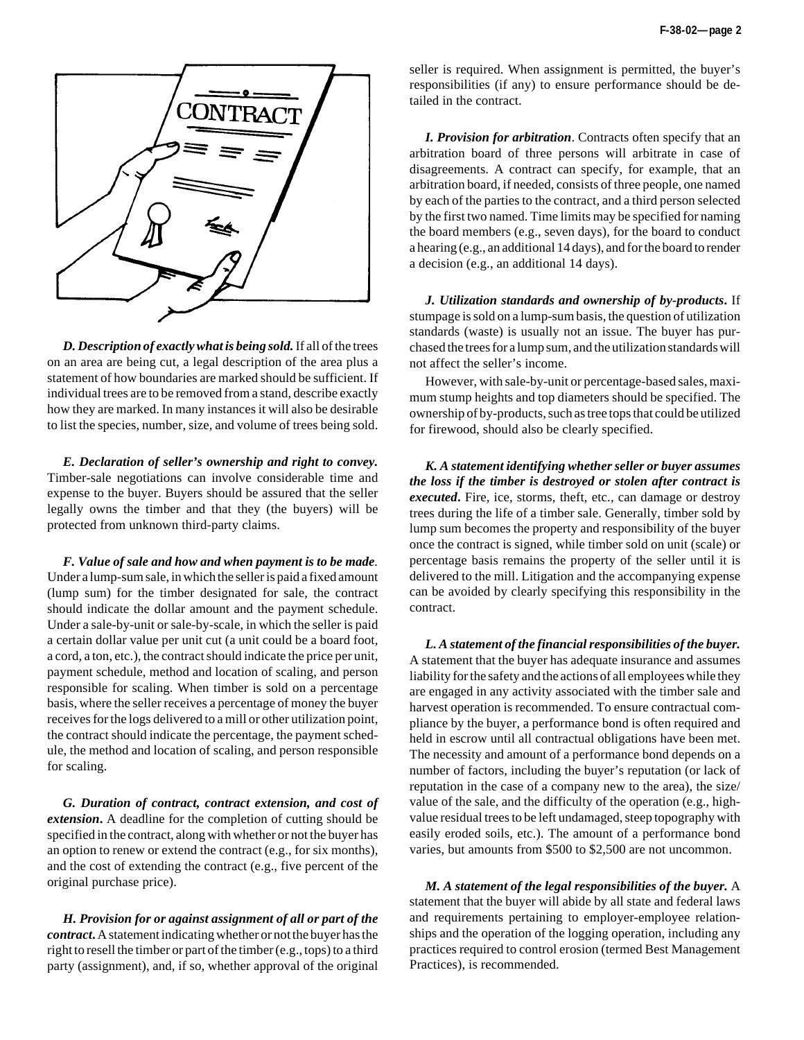**_D. Description of exactly what is being sold._** If all of the trees on an area are being cut, a legal description of the area plus a statement of how boundaries are marked should be sufficient. If individual trees are to be removed from a stand, describe exactly how they are marked. In many instances it will also be desirable to list the species, number, size, and volume of trees being sold.

**_E. Declaration of seller's ownership and right to convey._** Timber-sale negotiations can involve considerable time and expense to the buyer. Buyers should be assured that the seller legally owns the timber and that they (the buyers) will be protected from unknown third-party claims.

**_F. Value of sale and how and when payment is to be made_**. Under a lump-sum sale, in which the seller is paid a fixed amount (lump sum) for the timber designated for sale, the contract should indicate the dollar amount and the payment schedule. Under a sale-by-unit or sale-by-scale, in which the seller is paid a certain dollar value per unit cut (a unit could be a board foot, a cord, a ton, etc.), the contract should indicate the price per unit, payment schedule, method and location of scaling, and person responsible for scaling. When timber is sold on a percentage basis, where the seller receives a percentage of money the buyer receives for the logs delivered to a mill or other utilization point, the contract should indicate the percentage, the payment schedule, the method and location of scaling, and person responsible for scaling.

**_G. Duration of contract, contract extension, and cost of extension_**. A deadline for the completion of cutting should be specified in the contract, along with whether or not the buyer has an option to renew or extend the contract (e.g., for six months), and the cost of extending the contract (e.g., five percent of the original purchase price).

**_H. Provision for or against assignment of all or part of the contract_**. A statement indicating whether or not the buyer has the right to resell the timber or part of the timber (e.g., tops) to a third party (assignment), and, if so, whether approval of the original seller is required. When assignment is permitted, the buyer's responsibilities (if any) to ensure performance should be detailed in the contract.

**_I. Provision for arbitration_**. Contracts often specify that an arbitration board of three persons will arbitrate in case of disagreements. A contract can specify, for example, that an arbitration board, if needed, consists of three people, one named by each of the parties to the contract, and a third person selected by the first two named. Time limits may be specified for naming the board members (e.g., seven days), for the board to conduct a hearing (e.g., an additional 14 days), and for the board to render a decision (e.g., an additional 14 days).

**_J. Utilization standards and ownership of by-products_**. If stumpage is sold on a lump-sum basis, the question of utilization standards (waste) is usually not an issue. The buyer has purchased the trees for a lump sum, and the utilization standards will not affect the seller's income.

However, with sale-by-unit or percentage-based sales, maximum stump heights and top diameters should be specified. The ownership of by-products, such as tree tops that could be utilized for firewood, should also be clearly specified.

**_K. A statement identifying whether seller or buyer assumes the loss if the timber is destroyed or stolen after contract is executed_**. Fire, ice, storms, theft, etc., can damage or destroy trees during the life of a timber sale. Generally, timber sold by lump sum becomes the property and responsibility of the buyer once the contract is signed, while timber sold on unit (scale) or percentage basis remains the property of the seller until it is delivered to the mill. Litigation and the accompanying expense can be avoided by clearly specifying this responsibility in the contract.

**_L. A statement of the financial responsibilities of the buyer._** A statement that the buyer has adequate insurance and assumes liability for the safety and the actions of all employees while they are engaged in any activity associated with the timber sale and harvest operation is recommended. To ensure contractual compliance by the buyer, a performance bond is often required and held in escrow until all contractual obligations have been met. The necessity and amount of a performance bond depends on a number of factors, including the buyer's reputation (or lack of reputation in the case of a company new to the area), the size/value of the sale, and the difficulty of the operation (e.g., high-value residual trees to be left undamaged, steep topography with easily eroded soils, etc.). The amount of a performance bond varies, but amounts from $500 to $2,500 are not uncommon.

**_M. A statement of the legal responsibilities of the buyer._** A statement that the buyer will abide by all state and federal laws and requirements pertaining to employer-employee relationships and the operation of the logging operation, including any practices required to control erosion (termed Best Management Practices), is recommended.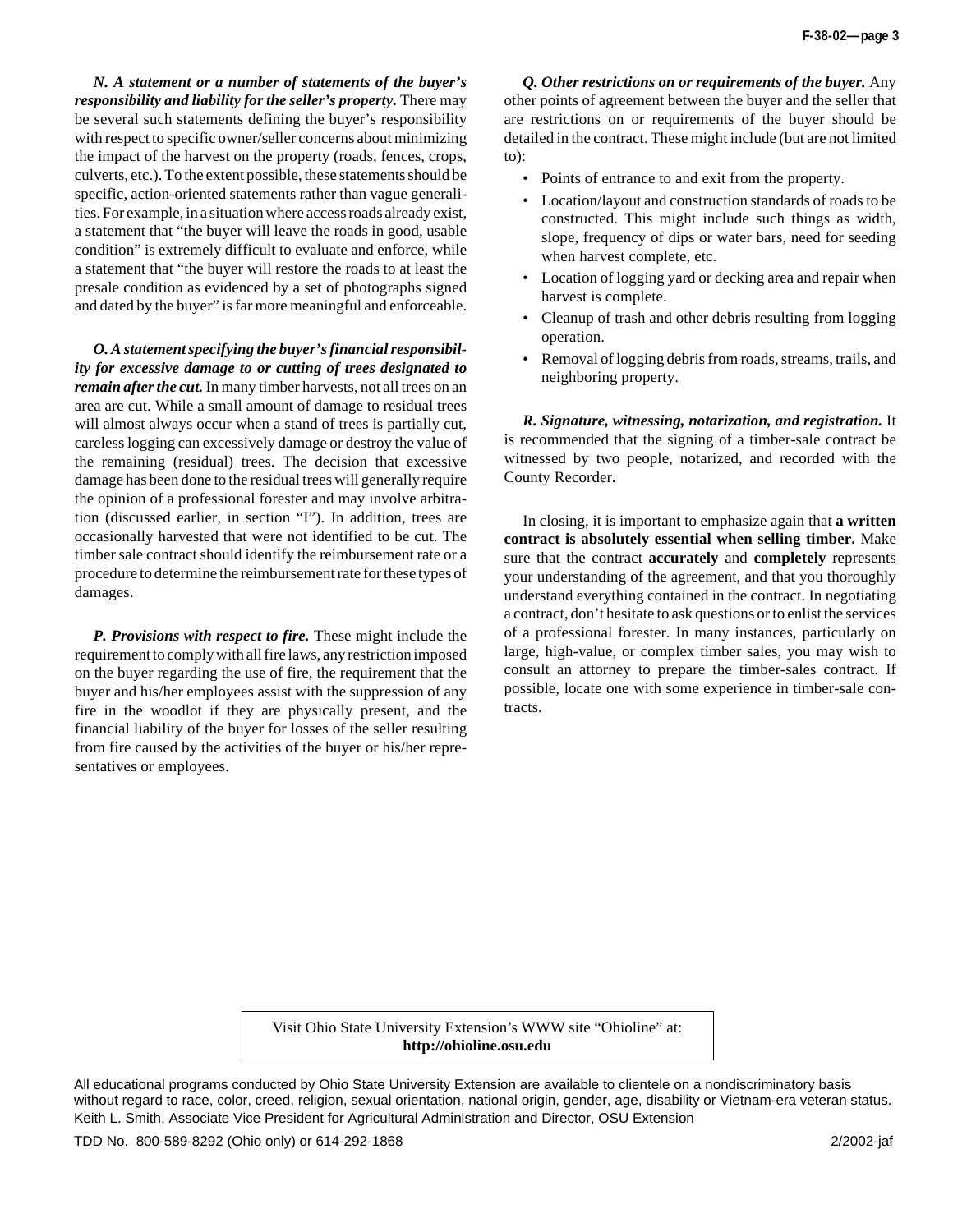***N. A statement or a number of statements of the buyer's responsibility and liability for the seller's property.*** There may be several such statements defining the buyer's responsibility with respect to specific owner/seller concerns about minimizing the impact of the harvest on the property (roads, fences, crops, culverts, etc.). To the extent possible, these statements should be specific, action-oriented statements rather than vague generalities. For example, in a situation where access roads already exist, a statement that "the buyer will leave the roads in good, usable condition" is extremely difficult to evaluate and enforce, while a statement that "the buyer will restore the roads to at least the presale condition as evidenced by a set of photographs signed and dated by the buyer" is far more meaningful and enforceable.

***O. A statement specifying the buyer's financial responsibility for excessive damage to or cutting of trees designated to remain after the cut.*** In many timber harvests, not all trees on an area are cut. While a small amount of damage to residual trees will almost always occur when a stand of trees is partially cut, careless logging can excessively damage or destroy the value of the remaining (residual) trees. The decision that excessive damage has been done to the residual trees will generally require the opinion of a professional forester and may involve arbitration (discussed earlier, in section "I"). In addition, trees are occasionally harvested that were not identified to be cut. The timber sale contract should identify the reimbursement rate or a procedure to determine the reimbursement rate for these types of damages.

***P. Provisions with respect to fire.*** These might include the requirement to comply with all fire laws, any restriction imposed on the buyer regarding the use of fire, the requirement that the buyer and his/her employees assist with the suppression of any fire in the woodlot if they are physically present, and the financial liability of the buyer for losses of the seller resulting from fire caused by the activities of the buyer or his/her representatives or employees.

***Q. Other restrictions on or requirements of the buyer.*** Any other points of agreement between the buyer and the seller that are restrictions on or requirements of the buyer should be detailed in the contract. These might include (but are not limited to):

- Points of entrance to and exit from the property.
- Location/layout and construction standards of roads to be constructed. This might include such things as width, slope, frequency of dips or water bars, need for seeding when harvest complete, etc.
- Location of logging yard or decking area and repair when harvest is complete.
- Cleanup of trash and other debris resulting from logging operation.
- Removal of logging debris from roads, streams, trails, and neighboring property.

***R. Signature, witnessing, notarization, and registration.*** It is recommended that the signing of a timber-sale contract be witnessed by two people, notarized, and recorded with the County Recorder.

In closing, it is important to emphasize again that **a written contract is absolutely essential when selling timber.** Make sure that the contract **accurately** and **completely** represents your understanding of the agreement, and that you thoroughly understand everything contained in the contract. In negotiating a contract, don't hesitate to ask questions or to enlist the services of a professional forester. In many instances, particularly on large, high-value, or complex timber sales, you may wish to consult an attorney to prepare the timber-sales contract. If possible, locate one with some experience in timber-sale contracts.

Visit Ohio State University Extension's WWW site "Ohioline" at:
**http://ohioline.osu.edu**

All educational programs conducted by Ohio State University Extension are available to clientele on a nondiscriminatory basis without regard to race, color, creed, religion, sexual orientation, national origin, gender, age, disability or Vietnam-era veteran status.
Keith L. Smith, Associate Vice President for Agricultural Administration and Director, OSU Extension

TDD No. 800-589-8292 (Ohio only) or 614-292-1868

2/2002-jaf